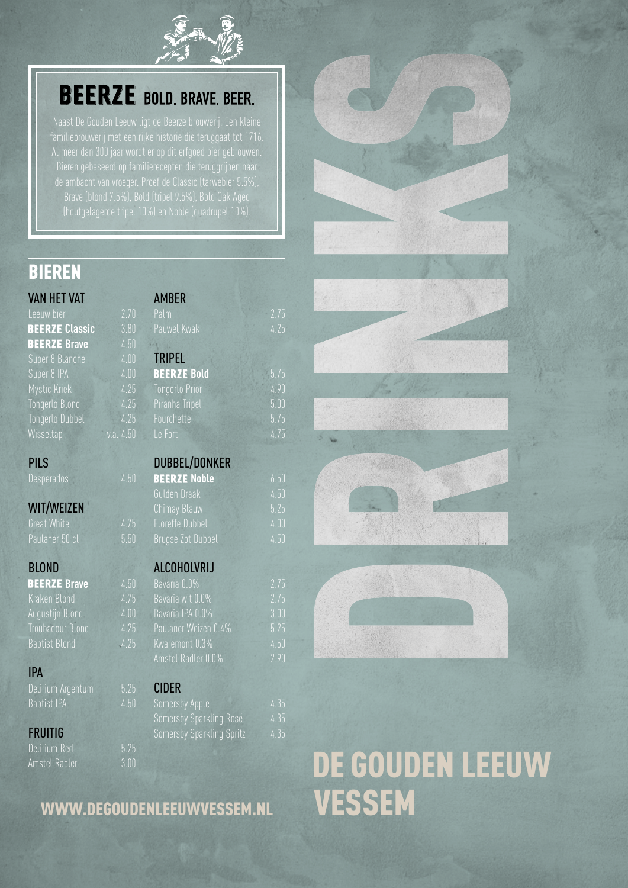# BEERZE BOLD. BRAVE. BEER.

Naast De Gouden Leeuw ligt de Beerze brouwerij. Een kleine familiebrouwerij met een rijke historie die teruggaat tot 1716. Al meer dan 300 jaar wordt er op dit erfgoed bier gebrouwen. Bieren gebaseerd op familierecepten die teruggrijpen naar de ambacht van vroeger. Proef de Classic (tarwebier 5.5%), Brave (blond 7.5%), Bold (tripel 9.5%), Bold Oak Aged (houtgelagerde tripel 10%) en Noble (quadrupel 10%).

## BIEREN

### VAN HET VAT

| | |
|---|---|
| Leeuw bier | 2.70 |
| **BEERZE Classic** | 3.80 |
| **BEERZE Brave** | 4.50 |
| Super 8 Blanche | 4.00 |
| Super 8 IPA | 4.00 |
| Mystic Kriek | 4.25 |
| Tongerlo Blond | 4.25 |
| Tongerlo Dubbel | 4.25 |
| Wisseltap | v.a. 4.50 |

### PILS

| | |
|---|---|
| Desperados | 4.50 |

### WIT/WEIZEN

| | |
|---|---|
| Great White | 4.75 |
| Paulaner 50 cl | 5.50 |

### BLOND

| | |
|---|---|
| **BEERZE Brave** | 4.50 |
| Kraken Blond | 4.75 |
| Augustijn Blond | 4.00 |
| Troubadour Blond | 4.25 |
| Baptist Blond | 4.25 |

### IPA

| | |
|---|---|
| Delirium Argentum | 5.25 |
| Baptist IPA | 4.50 |

### FRUITIG

| | |
|---|---|
| Delirium Red | 5.25 |
| Amstel Radler | 3.00 |

### AMBER

| | |
|---|---|
| Palm | 2.75 |
| Pauwel Kwak | 4.25 |

### TRIPEL

| | |
|---|---|
| **BEERZE Bold** | 5.75 |
| Tongerlo Prior | 4.90 |
| Piranha Tripel | 5.00 |
| Fourchette | 5.75 |
| Le Fort | 4.75 |

### DUBBEL/DONKER

| | |
|---|---|
| **BEERZE Noble** | 6.50 |
| Gulden Draak | 4.50 |
| Chimay Blauw | 5.25 |
| Floreffe Dubbel | 4.00 |
| Brugse Zot Dubbel | 4.50 |

### ALCOHOLVRIJ

| | |
|---|---|
| Bavaria 0.0% | 2.75 |
| Bavaria wit 0.0% | 2.75 |
| Bavaria IPA 0.0% | 3.00 |
| Paulaner Weizen 0.4% | 5.25 |
| Kwaremont 0.3% | 4.50 |
| Amstel Radler 0.0% | 2.90 |

### CIDER

| | |
|---|---|
| Somersby Apple | 4.35 |
| Somersby Sparkling Rosé | 4.35 |
| Somersby Sparkling Spritz | 4.35 |

WWW.DEGOUDENLEEUWVESSEM.NL

# DRINKS

## DE GOUDEN LEEUW VESSEM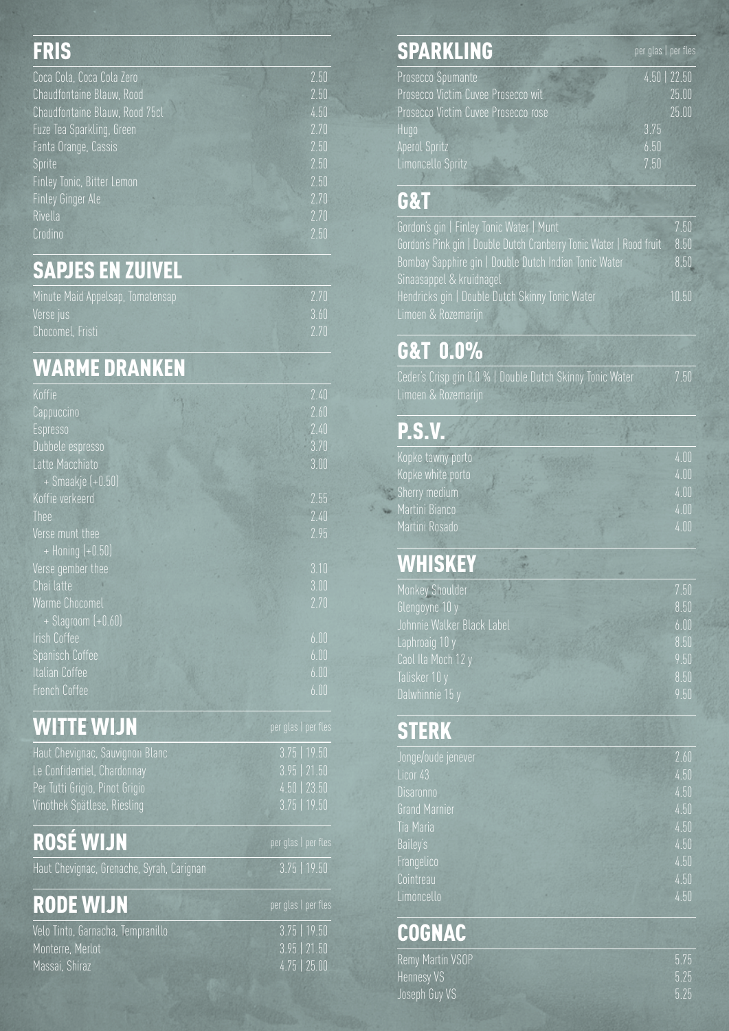## FRIS

| | |
|---|---|
| Coca Cola, Coca Cola Zero | 2.50 |
| Chaudfontaine Blauw, Rood | 2.50 |
| Chaudfontaine Blauw, Rood 75cl | 4.50 |
| Fuze Tea Sparkling, Green | 2.70 |
| Fanta Orange, Cassis | 2.50 |
| Sprite | 2.50 |
| Finley Tonic, Bitter Lemon | 2.50 |
| Finley Ginger Ale | 2.70 |
| Rivella | 2.70 |
| Crodino | 2.50 |

## SAPJES EN ZUIVEL

| | |
|---|---|
| Minute Maid Appelsap, Tomatensap | 2.70 |
| Verse jus | 3.60 |
| Chocomel, Fristi | 2.70 |

## WARME DRANKEN

| | |
|---|---|
| Koffie | 2.40 |
| Cappuccino | 2.60 |
| Espresso | 2.40 |
| Dubbele espresso | 3.70 |
| Latte Macchiato | 3.00 |
| + Smaakje (+0.50) | |
| Koffie verkeerd | 2.55 |
| Thee | 2.40 |
| Verse munt thee | 2.95 |
| + Honing (+0.50) | |
| Verse gember thee | 3.10 |
| Chai latte | 3.00 |
| Warme Chocomel | 2.70 |
| + Slagroom (+0.60) | |
| Irish Coffee | 6.00 |
| Spanisch Coffee | 6.00 |
| Italian Coffee | 6.00 |
| French Coffee | 6.00 |

## WITTE WIJN

| | per glas \| per fles |
|---|---|
| Haut Chevignac, Sauvignon Blanc | 3.75 \| 19.50 |
| Le Confidentiel, Chardonnay | 3.95 \| 21.50 |
| Per Tutti Grigio, Pinot Grigio | 4.50 \| 23.50 |
| Vinothek Spätlese, Riesling | 3.75 \| 19.50 |

## ROSÉ WIJN

| | per glas \| per fles |
|---|---|
| Haut Chevignac, Grenache, Syrah, Carignan | 3.75 \| 19.50 |

## RODE WIJN

| | per glas \| per fles |
|---|---|
| Velo Tinto, Garnacha, Tempranillo | 3.75 \| 19.50 |
| Monterre, Merlot | 3.95 \| 21.50 |
| Massai, Shiraz | 4.75 \| 25.00 |

## SPARKLING

| | per glas \| per fles |
|---|---|
| Prosecco Spumante | 4.50 \| 22.50 |
| Prosecco Victim Cuvee Prosecco wit | 25.00 |
| Prosecco Victim Cuvee Prosecco rose | 25.00 |
| Hugo | 3.75 |
| Aperol Spritz | 6.50 |
| Limoncello Spritz | 7.50 |

## G&T

| | |
|---|---|
| Gordon's gin \| Finley Tonic Water \| Munt | 7.50 |
| Gordon's Pink gin \| Double Dutch Cranberry Tonic Water \| Rood fruit | 8.50 |
| Bombay Sapphire gin \| Double Dutch Indian Tonic Water<br>Sinaasappel & kruidnagel | 8.50 |
| Hendricks gin \| Double Dutch Skinny Tonic Water<br>Limoen & Rozemarijn | 10.50 |

## G&T 0.0%

| | |
|---|---|
| Ceder's Crisp gin 0.0 % \| Double Dutch Skinny Tonic Water<br>Limoen & Rozemarijn | 7.50 |

## P.S.V.

| | |
|---|---|
| Kopke tawny porto | 4.00 |
| Kopke white porto | 4.00 |
| Sherry medium | 4.00 |
| Martini Bianco | 4.00 |
| Martini Rosado | 4.00 |

## WHISKEY

| | |
|---|---|
| Monkey Shoulder | 7.50 |
| Glengoyne 10 y | 8.50 |
| Johnnie Walker Black Label | 6.00 |
| Laphroaig 10 y | 8.50 |
| Caol Ila Moch 12 y | 9.50 |
| Talisker 10 y | 8.50 |
| Dalwhinnie 15 y | 9.50 |

## STERK

| | |
|---|---|
| Jonge/oude jenever | 2.60 |
| Licor 43 | 4.50 |
| Disaronno | 4.50 |
| Grand Marnier | 4.50 |
| Tia Maria | 4.50 |
| Bailey's | 4.50 |
| Frangelico | 4.50 |
| Cointreau | 4.50 |
| Limoncello | 4.50 |

## COGNAC

| | |
|---|---|
| Remy Martin VSOP | 5.75 |
| Hennesy VS | 5.25 |
| Joseph Guy VS | 5.25 |